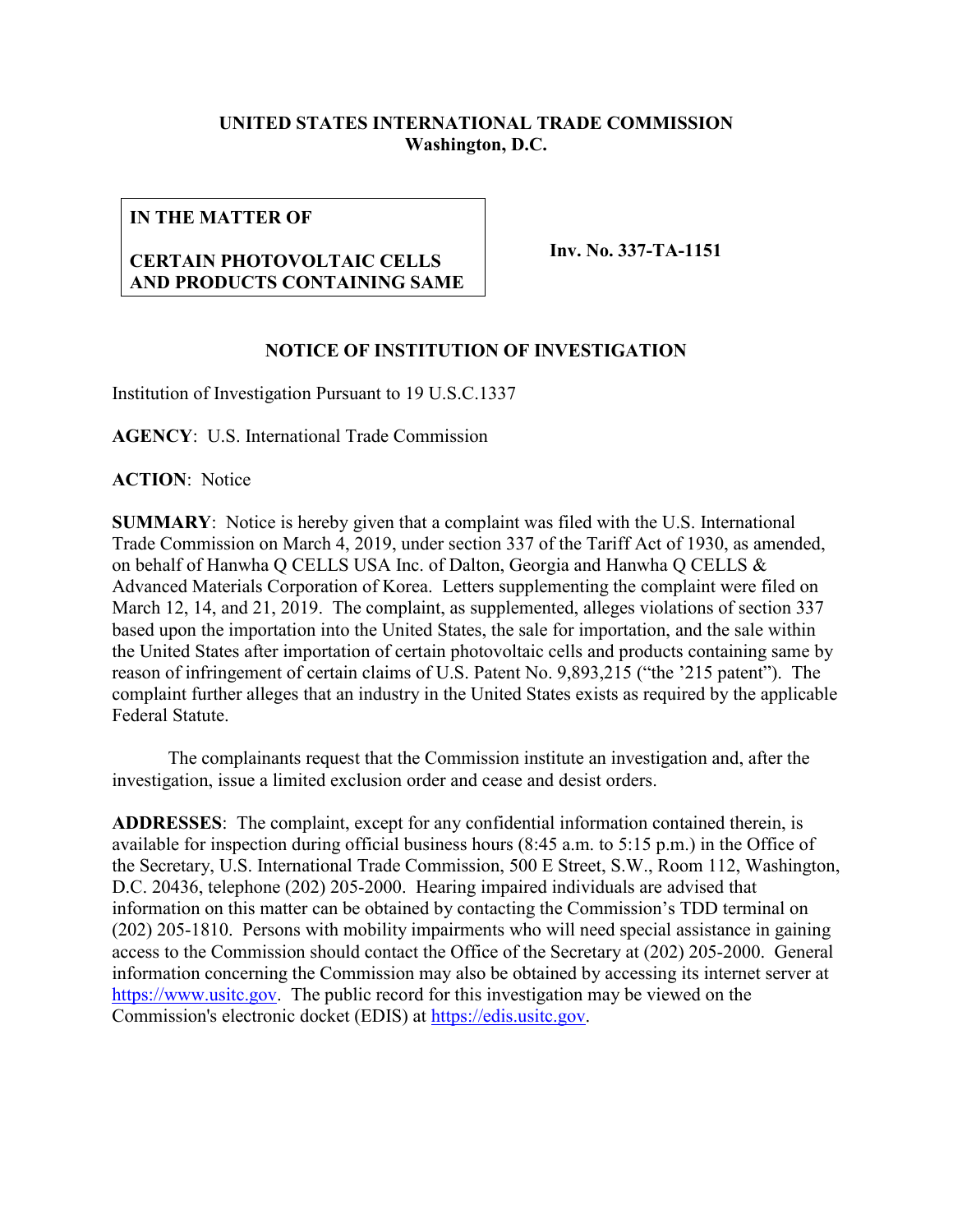**UNITED STATES INTERNATIONAL TRADE COMMISSION**
**Washington, D.C.**

| IN THE MATTER OF<br><br>CERTAIN PHOTOVOLTAIC CELLS AND PRODUCTS CONTAINING SAME | Inv. No. 337-TA-1151 |
|---|---|

**NOTICE OF INSTITUTION OF INVESTIGATION**

Institution of Investigation Pursuant to 19 U.S.C.1337

**AGENCY**: U.S. International Trade Commission

**ACTION**: Notice

**SUMMARY**: Notice is hereby given that a complaint was filed with the U.S. International Trade Commission on March 4, 2019, under section 337 of the Tariff Act of 1930, as amended, on behalf of Hanwha Q CELLS USA Inc. of Dalton, Georgia and Hanwha Q CELLS & Advanced Materials Corporation of Korea. Letters supplementing the complaint were filed on March 12, 14, and 21, 2019. The complaint, as supplemented, alleges violations of section 337 based upon the importation into the United States, the sale for importation, and the sale within the United States after importation of certain photovoltaic cells and products containing same by reason of infringement of certain claims of U.S. Patent No. 9,893,215 ("the '215 patent"). The complaint further alleges that an industry in the United States exists as required by the applicable Federal Statute.

The complainants request that the Commission institute an investigation and, after the investigation, issue a limited exclusion order and cease and desist orders.

**ADDRESSES**: The complaint, except for any confidential information contained therein, is available for inspection during official business hours (8:45 a.m. to 5:15 p.m.) in the Office of the Secretary, U.S. International Trade Commission, 500 E Street, S.W., Room 112, Washington, D.C. 20436, telephone (202) 205-2000. Hearing impaired individuals are advised that information on this matter can be obtained by contacting the Commission's TDD terminal on (202) 205-1810. Persons with mobility impairments who will need special assistance in gaining access to the Commission should contact the Office of the Secretary at (202) 205-2000. General information concerning the Commission may also be obtained by accessing its internet server at https://www.usitc.gov. The public record for this investigation may be viewed on the Commission's electronic docket (EDIS) at https://edis.usitc.gov.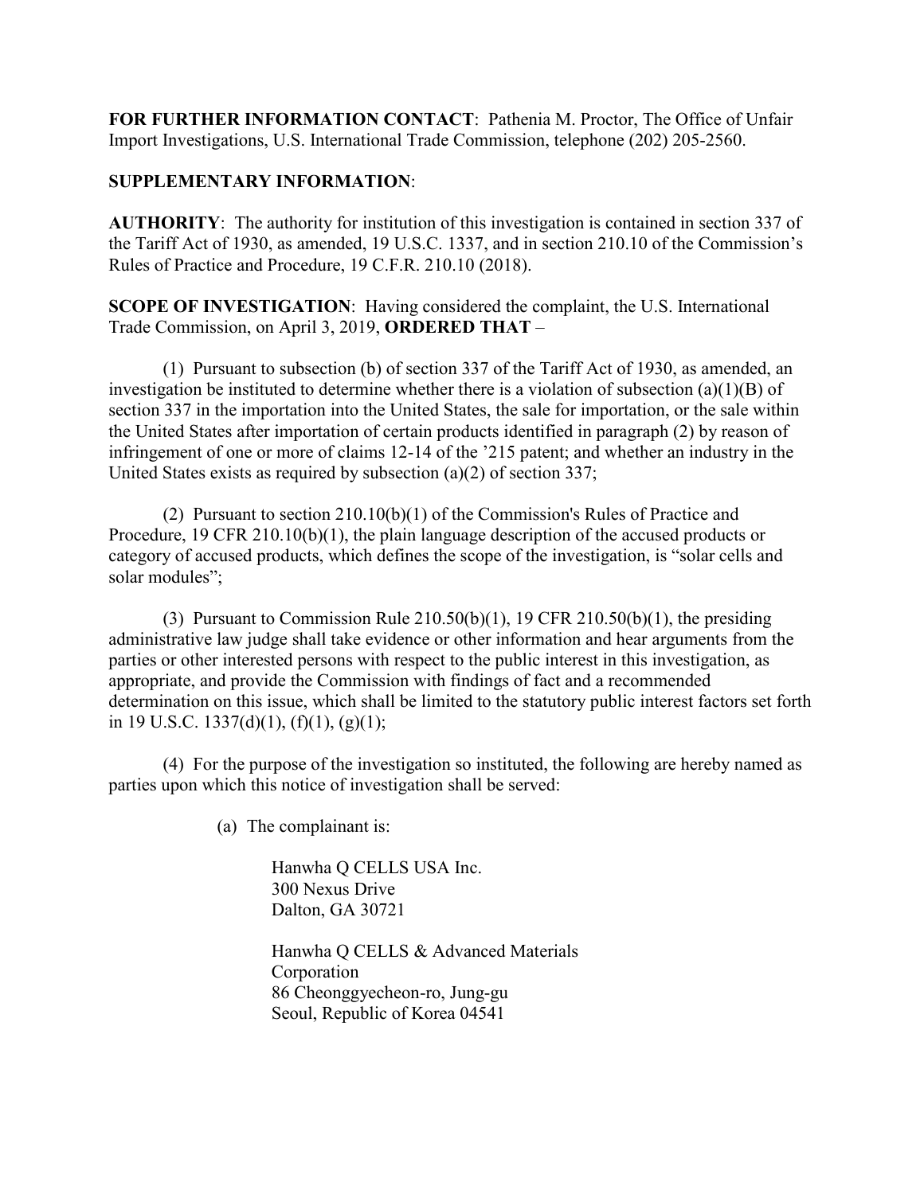**FOR FURTHER INFORMATION CONTACT**: Pathenia M. Proctor, The Office of Unfair Import Investigations, U.S. International Trade Commission, telephone (202) 205-2560.

**SUPPLEMENTARY INFORMATION**:

**AUTHORITY**: The authority for institution of this investigation is contained in section 337 of the Tariff Act of 1930, as amended, 19 U.S.C. 1337, and in section 210.10 of the Commission's Rules of Practice and Procedure, 19 C.F.R. 210.10 (2018).

**SCOPE OF INVESTIGATION**: Having considered the complaint, the U.S. International Trade Commission, on April 3, 2019, **ORDERED THAT** –

(1) Pursuant to subsection (b) of section 337 of the Tariff Act of 1930, as amended, an investigation be instituted to determine whether there is a violation of subsection (a)(1)(B) of section 337 in the importation into the United States, the sale for importation, or the sale within the United States after importation of certain products identified in paragraph (2) by reason of infringement of one or more of claims 12-14 of the '215 patent; and whether an industry in the United States exists as required by subsection (a)(2) of section 337;

(2) Pursuant to section 210.10(b)(1) of the Commission's Rules of Practice and Procedure, 19 CFR 210.10(b)(1), the plain language description of the accused products or category of accused products, which defines the scope of the investigation, is "solar cells and solar modules";

(3) Pursuant to Commission Rule 210.50(b)(1), 19 CFR 210.50(b)(1), the presiding administrative law judge shall take evidence or other information and hear arguments from the parties or other interested persons with respect to the public interest in this investigation, as appropriate, and provide the Commission with findings of fact and a recommended determination on this issue, which shall be limited to the statutory public interest factors set forth in 19 U.S.C. 1337(d)(1), (f)(1), (g)(1);

(4) For the purpose of the investigation so instituted, the following are hereby named as parties upon which this notice of investigation shall be served:

(a) The complainant is:

Hanwha Q CELLS USA Inc.
300 Nexus Drive
Dalton, GA 30721

Hanwha Q CELLS & Advanced Materials Corporation
86 Cheonggyecheon-ro, Jung-gu
Seoul, Republic of Korea 04541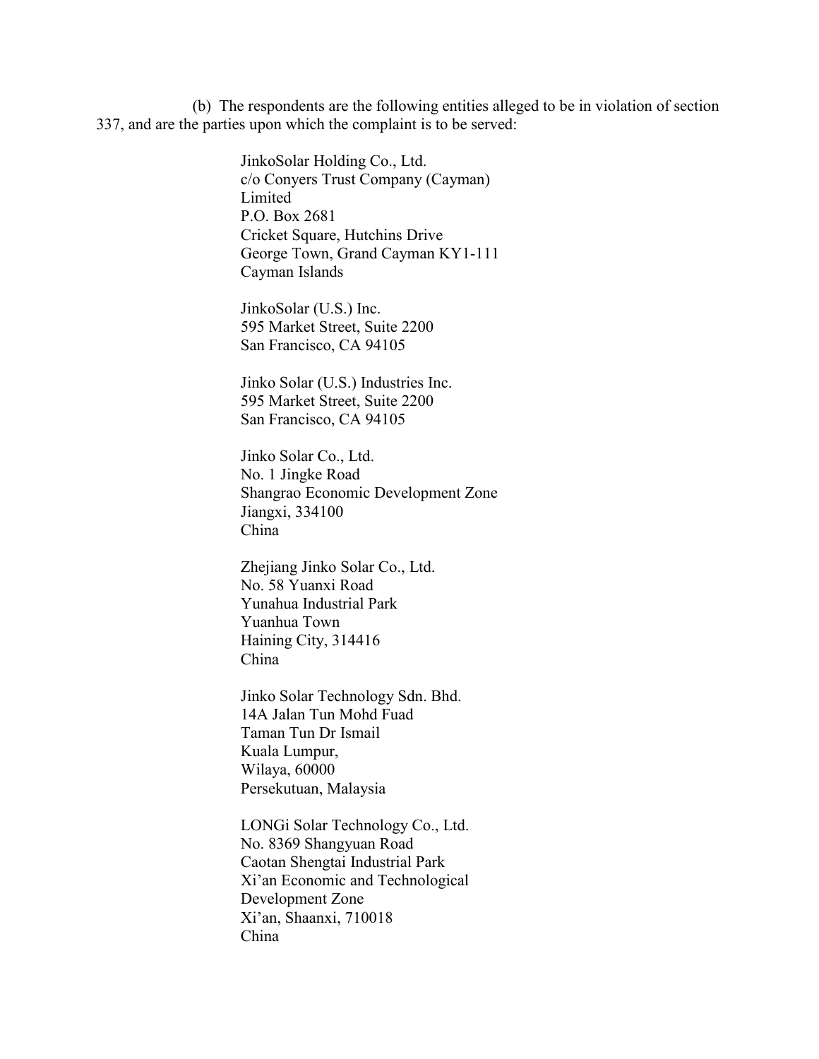(b) The respondents are the following entities alleged to be in violation of section 337, and are the parties upon which the complaint is to be served:

JinkoSolar Holding Co., Ltd.
c/o Conyers Trust Company (Cayman) Limited
P.O. Box 2681
Cricket Square, Hutchins Drive
George Town, Grand Cayman KY1-111
Cayman Islands

JinkoSolar (U.S.) Inc.
595 Market Street, Suite 2200
San Francisco, CA 94105

Jinko Solar (U.S.) Industries Inc.
595 Market Street, Suite 2200
San Francisco, CA 94105

Jinko Solar Co., Ltd.
No. 1 Jingke Road
Shangrao Economic Development Zone
Jiangxi, 334100
China

Zhejiang Jinko Solar Co., Ltd.
No. 58 Yuanxi Road
Yunahua Industrial Park
Yuanhua Town
Haining City, 314416
China

Jinko Solar Technology Sdn. Bhd.
14A Jalan Tun Mohd Fuad
Taman Tun Dr Ismail
Kuala Lumpur,
Wilaya, 60000
Persekutuan, Malaysia

LONGi Solar Technology Co., Ltd.
No. 8369 Shangyuan Road
Caotan Shengtai Industrial Park
Xi'an Economic and Technological Development Zone
Xi'an, Shaanxi, 710018
China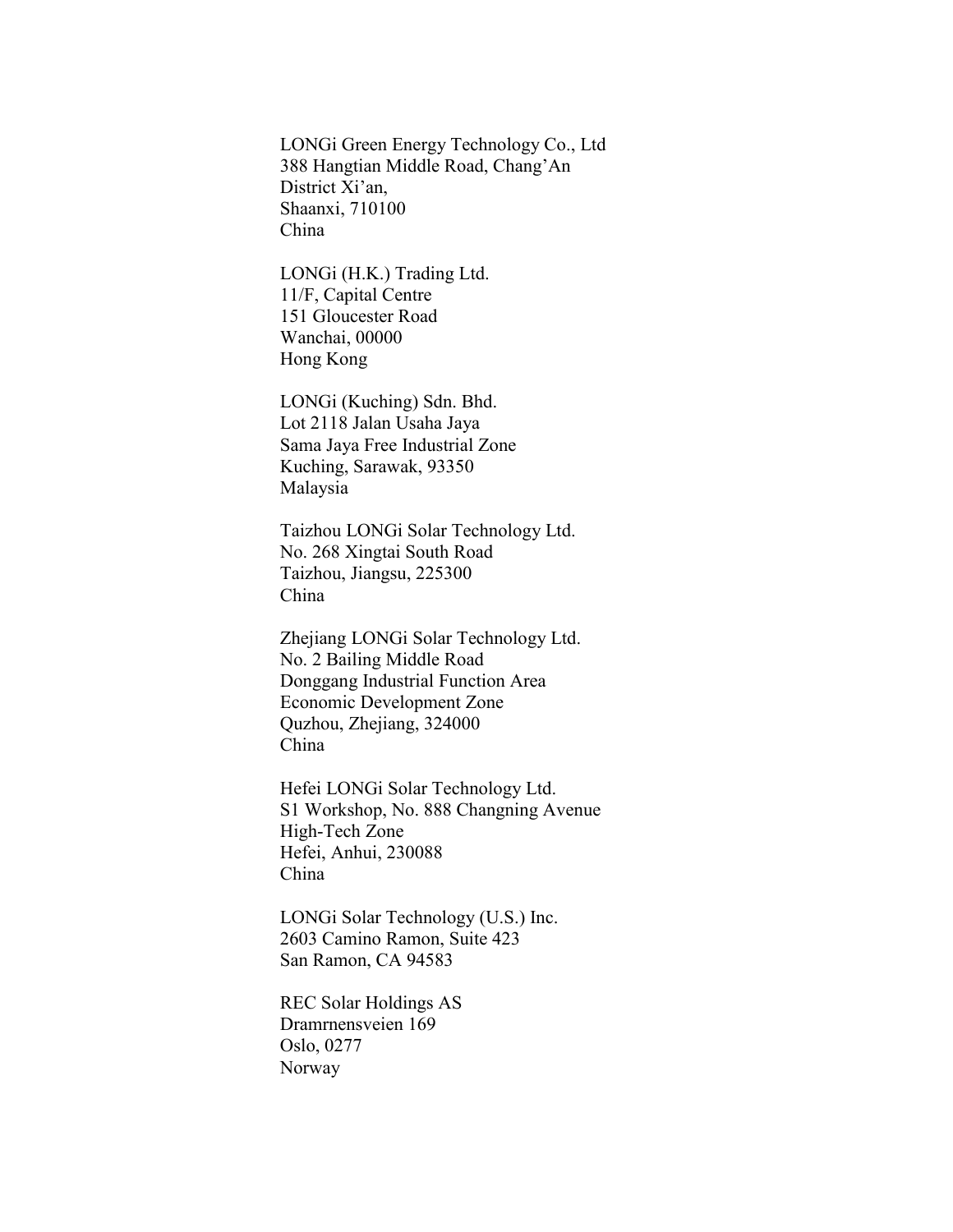LONGi Green Energy Technology Co., Ltd
388 Hangtian Middle Road, Chang'An
District Xi'an,
Shaanxi, 710100
China

LONGi (H.K.) Trading Ltd.
11/F, Capital Centre
151 Gloucester Road
Wanchai, 00000
Hong Kong

LONGi (Kuching) Sdn. Bhd.
Lot 2118 Jalan Usaha Jaya
Sama Jaya Free Industrial Zone
Kuching, Sarawak, 93350
Malaysia

Taizhou LONGi Solar Technology Ltd.
No. 268 Xingtai South Road
Taizhou, Jiangsu, 225300
China

Zhejiang LONGi Solar Technology Ltd.
No. 2 Bailing Middle Road
Donggang Industrial Function Area
Economic Development Zone
Quzhou, Zhejiang, 324000
China

Hefei LONGi Solar Technology Ltd.
S1 Workshop, No. 888 Changning Avenue
High-Tech Zone
Hefei, Anhui, 230088
China

LONGi Solar Technology (U.S.) Inc.
2603 Camino Ramon, Suite 423
San Ramon, CA 94583

REC Solar Holdings AS
Dramrnensveien 169
Oslo, 0277
Norway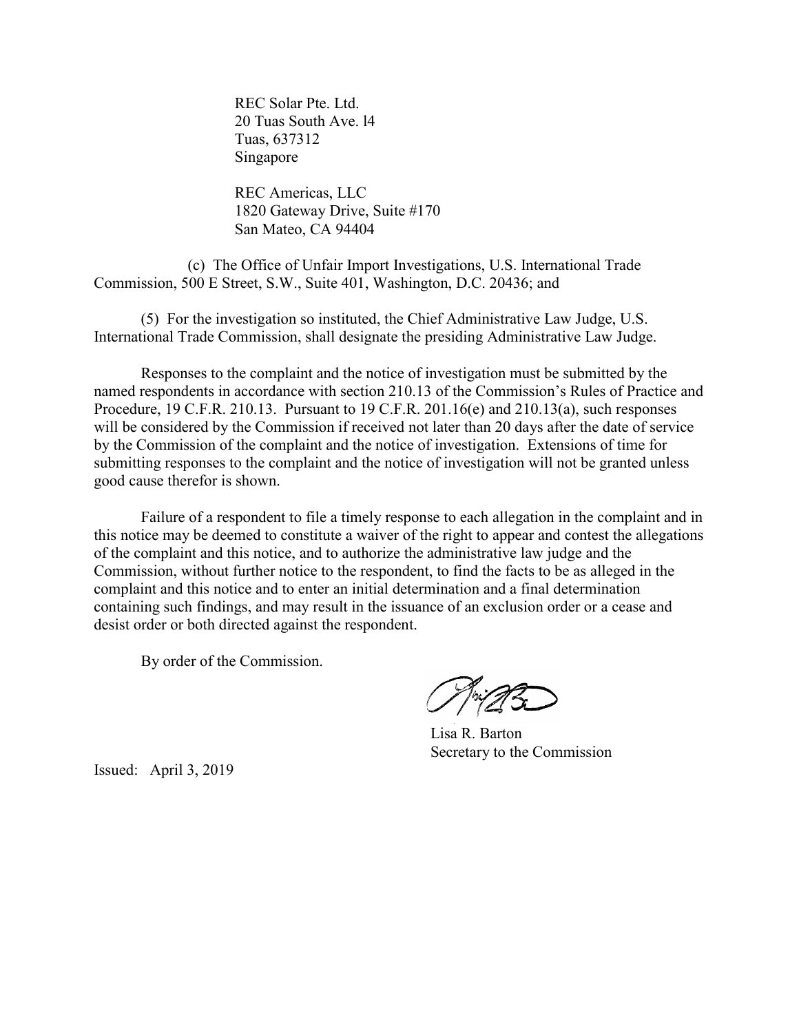REC Solar Pte. Ltd.
20 Tuas South Ave. l4
Tuas, 637312
Singapore

REC Americas, LLC
1820 Gateway Drive, Suite #170
San Mateo, CA 94404

(c) The Office of Unfair Import Investigations, U.S. International Trade Commission, 500 E Street, S.W., Suite 401, Washington, D.C. 20436; and

(5) For the investigation so instituted, the Chief Administrative Law Judge, U.S. International Trade Commission, shall designate the presiding Administrative Law Judge.

Responses to the complaint and the notice of investigation must be submitted by the named respondents in accordance with section 210.13 of the Commission's Rules of Practice and Procedure, 19 C.F.R. 210.13. Pursuant to 19 C.F.R. 201.16(e) and 210.13(a), such responses will be considered by the Commission if received not later than 20 days after the date of service by the Commission of the complaint and the notice of investigation. Extensions of time for submitting responses to the complaint and the notice of investigation will not be granted unless good cause therefor is shown.

Failure of a respondent to file a timely response to each allegation in the complaint and in this notice may be deemed to constitute a waiver of the right to appear and contest the allegations of the complaint and this notice, and to authorize the administrative law judge and the Commission, without further notice to the respondent, to find the facts to be as alleged in the complaint and this notice and to enter an initial determination and a final determination containing such findings, and may result in the issuance of an exclusion order or a cease and desist order or both directed against the respondent.

By order of the Commission.

Lisa R. Barton
Secretary to the Commission

Issued: April 3, 2019